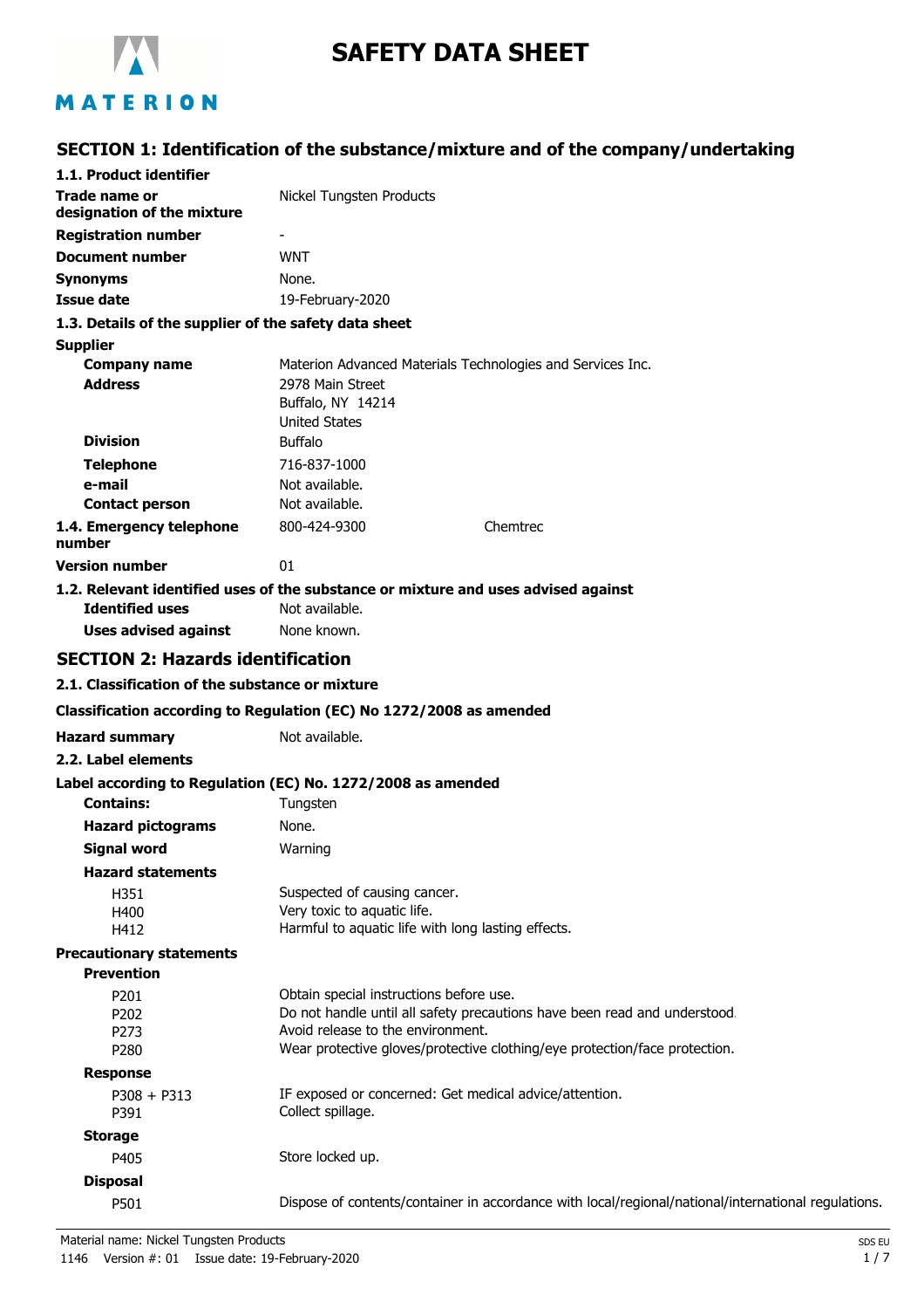# SAFETY DATA SHEET

## SECTION 1: Identification of the substance/mixture and of the company/undertaking

### 1.1. Product identifier

| | |
|---|---|
| **Trade name or designation of the mixture** | Nickel Tungsten Products |
| **Registration number** | - |
| **Document number** | WNT |
| **Synonyms** | None. |
| **Issue date** | 19-February-2020 |

### 1.3. Details of the supplier of the safety data sheet

**Supplier**

| | |
|---|---|
| **Company name** | Materion Advanced Materials Technologies and Services Inc. |
| **Address** | 2978 Main Street<br>Buffalo, NY 14214<br>United States |
| **Division** | Buffalo |
| **Telephone** | 716-837-1000 |
| **e-mail** | Not available. |
| **Contact person** | Not available. |

| | | |
|---|---|---|
| **1.4. Emergency telephone number** | 800-424-9300 | Chemtrec |
| **Version number** | 01 | |

### 1.2. Relevant identified uses of the substance or mixture and uses advised against

| | |
|---|---|
| **Identified uses** | Not available. |
| **Uses advised against** | None known. |

## SECTION 2: Hazards identification

### 2.1. Classification of the substance or mixture

**Classification according to Regulation (EC) No 1272/2008 as amended**

**Hazard summary** Not available.

### 2.2. Label elements

**Label according to Regulation (EC) No. 1272/2008 as amended**

| | |
|---|---|
| **Contains:** | Tungsten |
| **Hazard pictograms** | None. |
| **Signal word** | Warning |

**Hazard statements**

| | |
|---|---|
| H351 | Suspected of causing cancer. |
| H400 | Very toxic to aquatic life. |
| H412 | Harmful to aquatic life with long lasting effects. |

**Precautionary statements**

**Prevention**

| | |
|---|---|
| P201 | Obtain special instructions before use. |
| P202 | Do not handle until all safety precautions have been read and understood. |
| P273 | Avoid release to the environment. |
| P280 | Wear protective gloves/protective clothing/eye protection/face protection. |

**Response**

| | |
|---|---|
| P308 + P313 | IF exposed or concerned: Get medical advice/attention. |
| P391 | Collect spillage. |

**Storage**

| | |
|---|---|
| P405 | Store locked up. |

**Disposal**

| | |
|---|---|
| P501 | Dispose of contents/container in accordance with local/regional/national/international regulations. |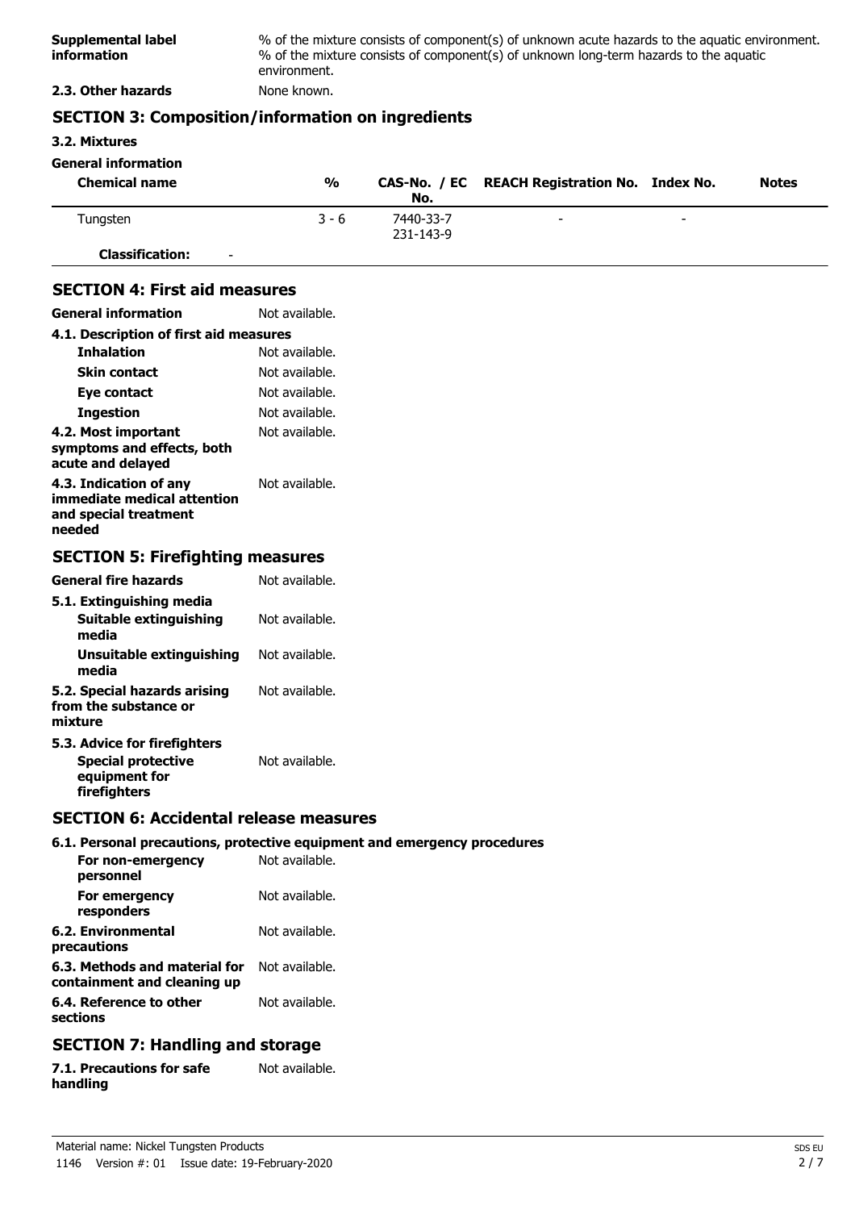| | |
|---|---|
| **Supplemental label information** | % of the mixture consists of component(s) of unknown acute hazards to the aquatic environment. % of the mixture consists of component(s) of unknown long-term hazards to the aquatic environment. |
| **2.3. Other hazards** | None known. |

## SECTION 3: Composition/information on ingredients

**3.2. Mixtures**

**General information**

| Chemical name | % | CAS-No. / EC No. | REACH Registration No. | Index No. | Notes |
|---|---|---|---|---|---|
| Tungsten | 3 - 6 | 7440-33-7 231-143-9 | - | - | |
| **Classification:** - | | | | | |

## SECTION 4: First aid measures

| | |
|---|---|
| **General information** | Not available. |
| **4.1. Description of first aid measures** | |
| **Inhalation** | Not available. |
| **Skin contact** | Not available. |
| **Eye contact** | Not available. |
| **Ingestion** | Not available. |
| **4.2. Most important symptoms and effects, both acute and delayed** | Not available. |
| **4.3. Indication of any immediate medical attention and special treatment needed** | Not available. |

## SECTION 5: Firefighting measures

| | |
|---|---|
| **General fire hazards** | Not available. |
| **5.1. Extinguishing media** | |
| **Suitable extinguishing media** | Not available. |
| **Unsuitable extinguishing media** | Not available. |
| **5.2. Special hazards arising from the substance or mixture** | Not available. |
| **5.3. Advice for firefighters** | |
| **Special protective equipment for firefighters** | Not available. |

## SECTION 6: Accidental release measures

**6.1. Personal precautions, protective equipment and emergency procedures**

| | |
|---|---|
| **For non-emergency personnel** | Not available. |
| **For emergency responders** | Not available. |
| **6.2. Environmental precautions** | Not available. |
| **6.3. Methods and material for containment and cleaning up** | Not available. |
| **6.4. Reference to other sections** | Not available. |

## SECTION 7: Handling and storage

| | |
|---|---|
| **7.1. Precautions for safe handling** | Not available. |

Material name: Nickel Tungsten Products

1146 Version #: 01 Issue date: 19-February-2020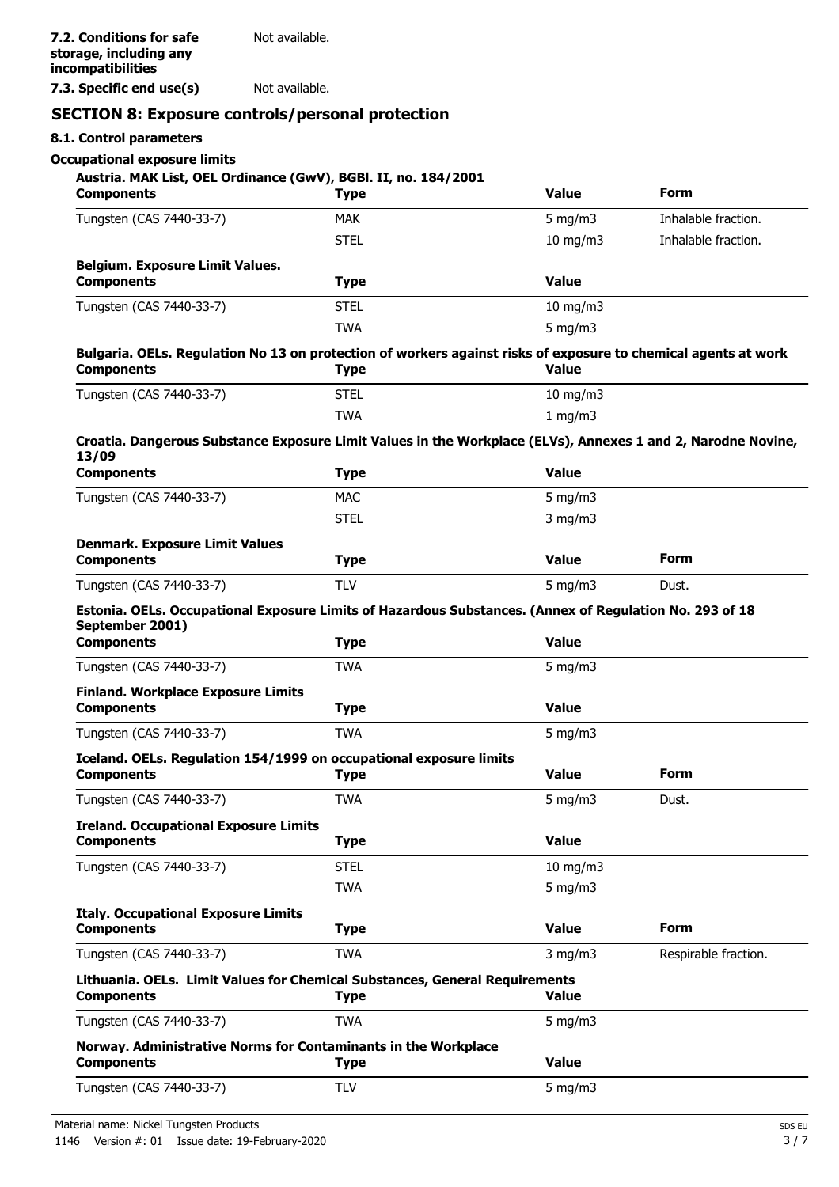**7.2. Conditions for safe storage, including any incompatibilities** Not available.

**7.3. Specific end use(s)** Not available.

## SECTION 8: Exposure controls/personal protection

### 8.1. Control parameters

**Occupational exposure limits**

**Austria. MAK List, OEL Ordinance (GwV), BGBl. II, no. 184/2001**

| Components | Type | Value | Form |
|---|---|---|---|
| Tungsten (CAS 7440-33-7) | MAK | 5 mg/m3 | Inhalable fraction. |
| | STEL | 10 mg/m3 | Inhalable fraction. |

**Belgium. Exposure Limit Values.**

| Components | Type | Value |
|---|---|---|
| Tungsten (CAS 7440-33-7) | STEL | 10 mg/m3 |
| | TWA | 5 mg/m3 |

**Bulgaria. OELs. Regulation No 13 on protection of workers against risks of exposure to chemical agents at work**

| Components | Type | Value |
|---|---|---|
| Tungsten (CAS 7440-33-7) | STEL | 10 mg/m3 |
| | TWA | 1 mg/m3 |

**Croatia. Dangerous Substance Exposure Limit Values in the Workplace (ELVs), Annexes 1 and 2, Narodne Novine, 13/09**

| Components | Type | Value |
|---|---|---|
| Tungsten (CAS 7440-33-7) | MAC | 5 mg/m3 |
| | STEL | 3 mg/m3 |

**Denmark. Exposure Limit Values**

| Components | Type | Value | Form |
|---|---|---|---|
| Tungsten (CAS 7440-33-7) | TLV | 5 mg/m3 | Dust. |

**Estonia. OELs. Occupational Exposure Limits of Hazardous Substances. (Annex of Regulation No. 293 of 18 September 2001)**

| Components | Type | Value |
|---|---|---|
| Tungsten (CAS 7440-33-7) | TWA | 5 mg/m3 |

**Finland. Workplace Exposure Limits**

| Components | Type | Value |
|---|---|---|
| Tungsten (CAS 7440-33-7) | TWA | 5 mg/m3 |

**Iceland. OELs. Regulation 154/1999 on occupational exposure limits**

| Components | Type | Value | Form |
|---|---|---|---|
| Tungsten (CAS 7440-33-7) | TWA | 5 mg/m3 | Dust. |

**Ireland. Occupational Exposure Limits**

| Components | Type | Value |
|---|---|---|
| Tungsten (CAS 7440-33-7) | STEL | 10 mg/m3 |
| | TWA | 5 mg/m3 |

**Italy. Occupational Exposure Limits**

| Components | Type | Value | Form |
|---|---|---|---|
| Tungsten (CAS 7440-33-7) | TWA | 3 mg/m3 | Respirable fraction. |

**Lithuania. OELs. Limit Values for Chemical Substances, General Requirements**

| Components | Type | Value |
|---|---|---|
| Tungsten (CAS 7440-33-7) | TWA | 5 mg/m3 |

**Norway. Administrative Norms for Contaminants in the Workplace**

| Components | Type | Value |
|---|---|---|
| Tungsten (CAS 7440-33-7) | TLV | 5 mg/m3 |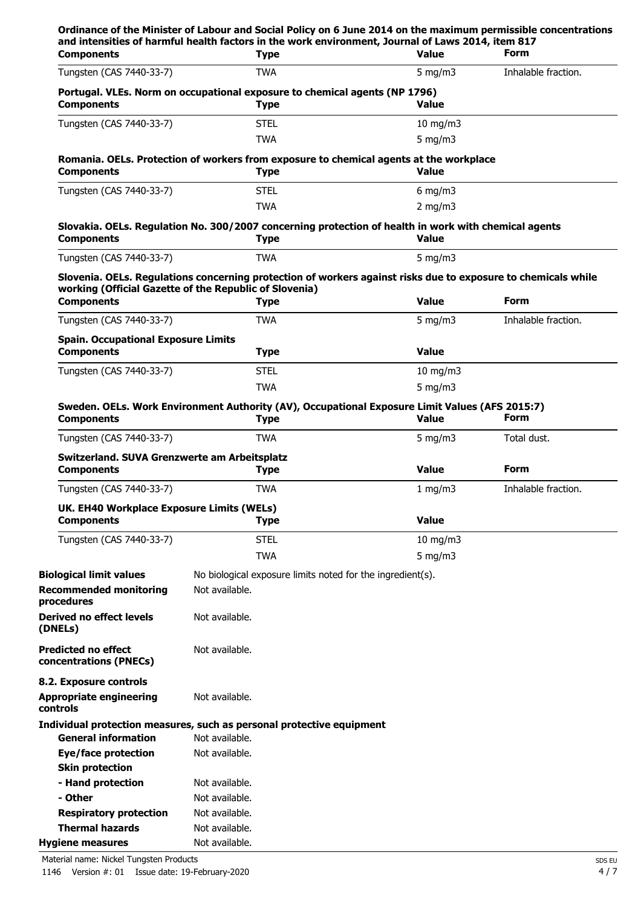**Ordinance of the Minister of Labour and Social Policy on 6 June 2014 on the maximum permissible concentrations and intensities of harmful health factors in the work environment, Journal of Laws 2014, item 817**

| Components | Type | Value | Form |
| --- | --- | --- | --- |
| Tungsten (CAS 7440-33-7) | TWA | 5 mg/m3 | Inhalable fraction. |

**Portugal. VLEs. Norm on occupational exposure to chemical agents (NP 1796)**

| Components | Type | Value |
| --- | --- | --- |
| Tungsten (CAS 7440-33-7) | STEL | 10 mg/m3 |
| | TWA | 5 mg/m3 |

**Romania. OELs. Protection of workers from exposure to chemical agents at the workplace**

| Components | Type | Value |
| --- | --- | --- |
| Tungsten (CAS 7440-33-7) | STEL | 6 mg/m3 |
| | TWA | 2 mg/m3 |

**Slovakia. OELs. Regulation No. 300/2007 concerning protection of health in work with chemical agents**

| Components | Type | Value |
| --- | --- | --- |
| Tungsten (CAS 7440-33-7) | TWA | 5 mg/m3 |

**Slovenia. OELs. Regulations concerning protection of workers against risks due to exposure to chemicals while working (Official Gazette of the Republic of Slovenia)**

| Components | Type | Value | Form |
| --- | --- | --- | --- |
| Tungsten (CAS 7440-33-7) | TWA | 5 mg/m3 | Inhalable fraction. |

**Spain. Occupational Exposure Limits**

| Components | Type | Value |
| --- | --- | --- |
| Tungsten (CAS 7440-33-7) | STEL | 10 mg/m3 |
| | TWA | 5 mg/m3 |

**Sweden. OELs. Work Environment Authority (AV), Occupational Exposure Limit Values (AFS 2015:7)**

| Components | Type | Value | Form |
| --- | --- | --- | --- |
| Tungsten (CAS 7440-33-7) | TWA | 5 mg/m3 | Total dust. |

**Switzerland. SUVA Grenzwerte am Arbeitsplatz**

| Components | Type | Value | Form |
| --- | --- | --- | --- |
| Tungsten (CAS 7440-33-7) | TWA | 1 mg/m3 | Inhalable fraction. |

**UK. EH40 Workplace Exposure Limits (WELs)**

| Components | Type | Value |
| --- | --- | --- |
| Tungsten (CAS 7440-33-7) | STEL | 10 mg/m3 |
| | TWA | 5 mg/m3 |

**Biological limit values** No biological exposure limits noted for the ingredient(s).

**Recommended monitoring procedures** Not available.

**Derived no effect levels (DNELs)** Not available.

**Predicted no effect concentrations (PNECs)** Not available.

**8.2. Exposure controls**

**Appropriate engineering controls** Not available.

**Individual protection measures, such as personal protective equipment**

- **General information** Not available.
- **Eye/face protection** Not available.
- **Skin protection**
  - **- Hand protection** Not available.
  - **- Other** Not available.
- **Respiratory protection** Not available.
- **Thermal hazards** Not available.

**Hygiene measures** Not available.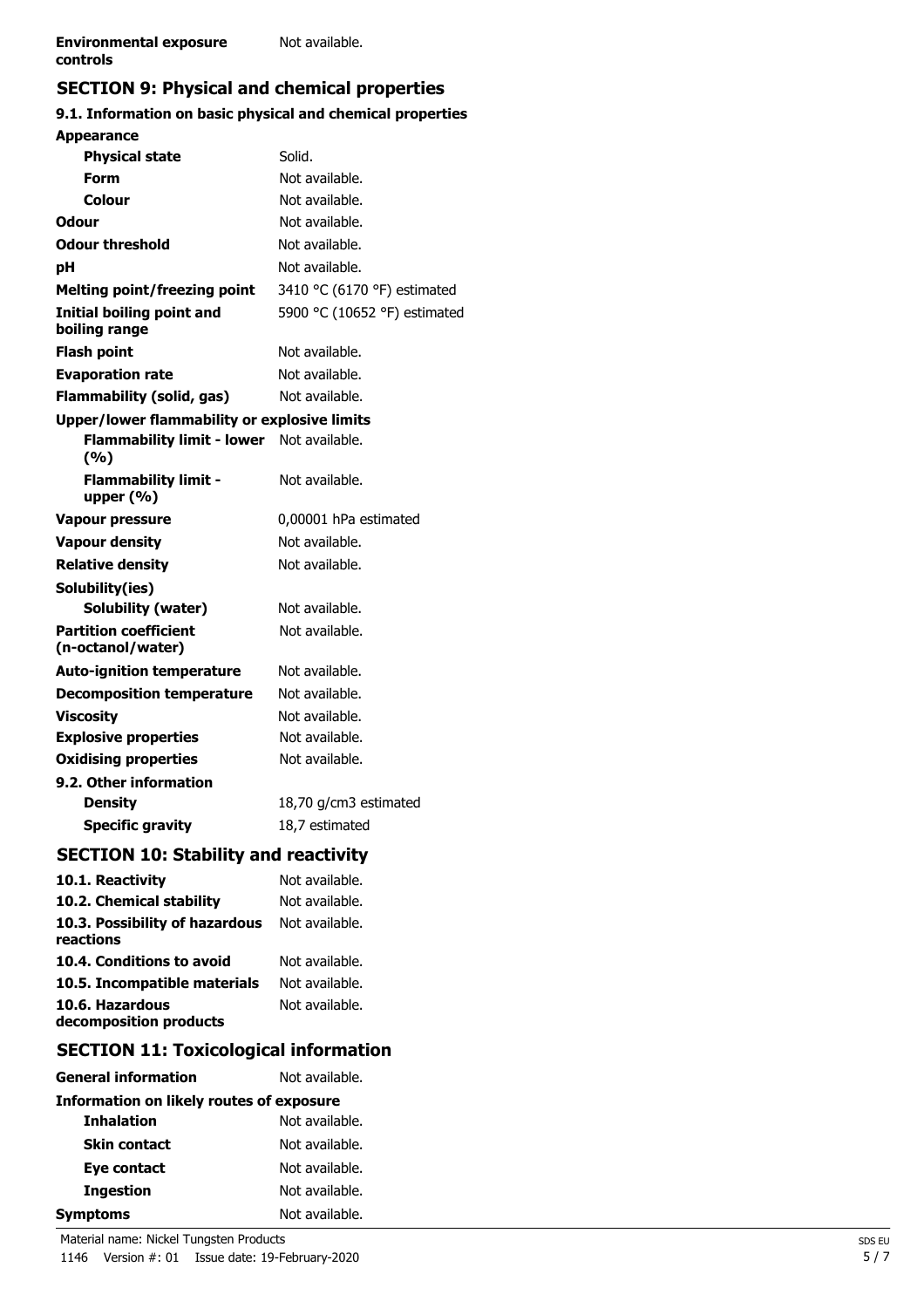| | |
|---|---|
| **Environmental exposure controls** | Not available. |

## SECTION 9: Physical and chemical properties

### 9.1. Information on basic physical and chemical properties

| | |
|---|---|
| **Appearance** | |
| **Physical state** | Solid. |
| **Form** | Not available. |
| **Colour** | Not available. |
| **Odour** | Not available. |
| **Odour threshold** | Not available. |
| **pH** | Not available. |
| **Melting point/freezing point** | 3410 °C (6170 °F) estimated |
| **Initial boiling point and boiling range** | 5900 °C (10652 °F) estimated |
| **Flash point** | Not available. |
| **Evaporation rate** | Not available. |
| **Flammability (solid, gas)** | Not available. |
| **Upper/lower flammability or explosive limits** | |
| **Flammability limit - lower (%)** | Not available. |
| **Flammability limit - upper (%)** | Not available. |
| **Vapour pressure** | 0,00001 hPa estimated |
| **Vapour density** | Not available. |
| **Relative density** | Not available. |
| **Solubility(ies)** | |
| **Solubility (water)** | Not available. |
| **Partition coefficient (n-octanol/water)** | Not available. |
| **Auto-ignition temperature** | Not available. |
| **Decomposition temperature** | Not available. |
| **Viscosity** | Not available. |
| **Explosive properties** | Not available. |
| **Oxidising properties** | Not available. |
| **9.2. Other information** | |
| **Density** | 18,70 g/cm3 estimated |
| **Specific gravity** | 18,7 estimated |

## SECTION 10: Stability and reactivity

| | |
|---|---|
| **10.1. Reactivity** | Not available. |
| **10.2. Chemical stability** | Not available. |
| **10.3. Possibility of hazardous reactions** | Not available. |
| **10.4. Conditions to avoid** | Not available. |
| **10.5. Incompatible materials** | Not available. |
| **10.6. Hazardous decomposition products** | Not available. |

## SECTION 11: Toxicological information

| | |
|---|---|
| **General information** | Not available. |
| **Information on likely routes of exposure** | |
| **Inhalation** | Not available. |
| **Skin contact** | Not available. |
| **Eye contact** | Not available. |
| **Ingestion** | Not available. |
| **Symptoms** | Not available. |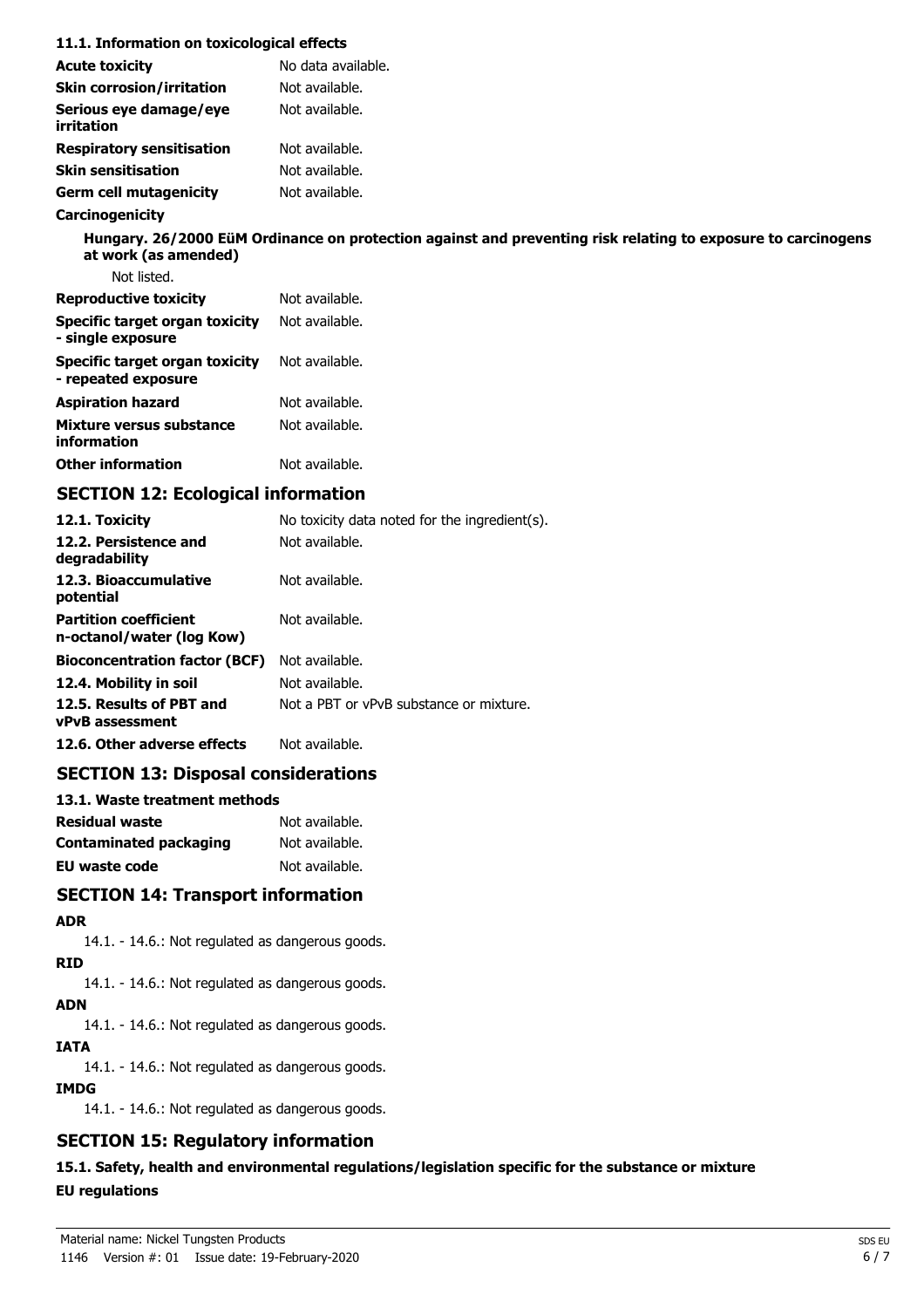### 11.1. Information on toxicological effects

| | |
|---|---|
| **Acute toxicity** | No data available. |
| **Skin corrosion/irritation** | Not available. |
| **Serious eye damage/eye irritation** | Not available. |
| **Respiratory sensitisation** | Not available. |
| **Skin sensitisation** | Not available. |
| **Germ cell mutagenicity** | Not available. |

**Carcinogenicity**

**Hungary. 26/2000 EüM Ordinance on protection against and preventing risk relating to exposure to carcinogens at work (as amended)**

Not listed.

| | |
|---|---|
| **Reproductive toxicity** | Not available. |
| **Specific target organ toxicity - single exposure** | Not available. |
| **Specific target organ toxicity - repeated exposure** | Not available. |
| **Aspiration hazard** | Not available. |
| **Mixture versus substance information** | Not available. |
| **Other information** | Not available. |

## SECTION 12: Ecological information

| | |
|---|---|
| **12.1. Toxicity** | No toxicity data noted for the ingredient(s). |
| **12.2. Persistence and degradability** | Not available. |
| **12.3. Bioaccumulative potential** | Not available. |
| **Partition coefficient n-octanol/water (log Kow)** | Not available. |
| **Bioconcentration factor (BCF)** | Not available. |
| **12.4. Mobility in soil** | Not available. |
| **12.5. Results of PBT and vPvB assessment** | Not a PBT or vPvB substance or mixture. |
| **12.6. Other adverse effects** | Not available. |

## SECTION 13: Disposal considerations

### 13.1. Waste treatment methods

| | |
|---|---|
| **Residual waste** | Not available. |
| **Contaminated packaging** | Not available. |
| **EU waste code** | Not available. |

## SECTION 14: Transport information

**ADR**

14.1. - 14.6.: Not regulated as dangerous goods.

**RID**

14.1. - 14.6.: Not regulated as dangerous goods.

**ADN**

14.1. - 14.6.: Not regulated as dangerous goods.

**IATA**

14.1. - 14.6.: Not regulated as dangerous goods.

**IMDG**

14.1. - 14.6.: Not regulated as dangerous goods.

## SECTION 15: Regulatory information

### 15.1. Safety, health and environmental regulations/legislation specific for the substance or mixture

**EU regulations**

Material name: Nickel Tungsten Products

1146 Version #: 01 Issue date: 19-February-2020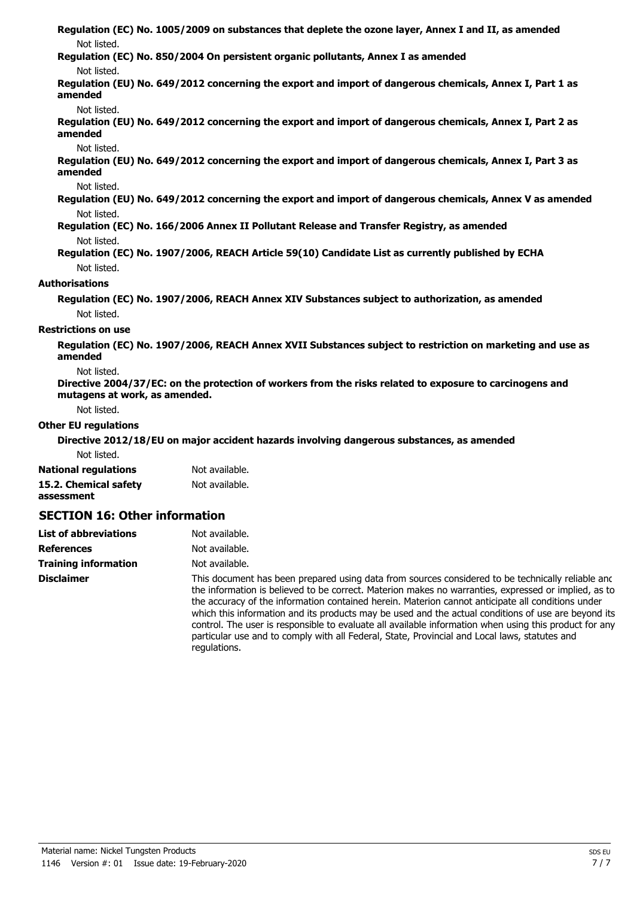**Regulation (EC) No. 1005/2009 on substances that deplete the ozone layer, Annex I and II, as amended**

Not listed.

**Regulation (EC) No. 850/2004 On persistent organic pollutants, Annex I as amended**

Not listed.

**Regulation (EU) No. 649/2012 concerning the export and import of dangerous chemicals, Annex I, Part 1 as amended**

Not listed.

**Regulation (EU) No. 649/2012 concerning the export and import of dangerous chemicals, Annex I, Part 2 as amended**

Not listed.

**Regulation (EU) No. 649/2012 concerning the export and import of dangerous chemicals, Annex I, Part 3 as amended**

Not listed.

**Regulation (EU) No. 649/2012 concerning the export and import of dangerous chemicals, Annex V as amended**

Not listed.

**Regulation (EC) No. 166/2006 Annex II Pollutant Release and Transfer Registry, as amended**

Not listed.

**Regulation (EC) No. 1907/2006, REACH Article 59(10) Candidate List as currently published by ECHA**

Not listed.

**Authorisations**

**Regulation (EC) No. 1907/2006, REACH Annex XIV Substances subject to authorization, as amended**

Not listed.

**Restrictions on use**

**Regulation (EC) No. 1907/2006, REACH Annex XVII Substances subject to restriction on marketing and use as amended**

Not listed.

**Directive 2004/37/EC: on the protection of workers from the risks related to exposure to carcinogens and mutagens at work, as amended.**

Not listed.

**Other EU regulations**

**Directive 2012/18/EU on major accident hazards involving dangerous substances, as amended**

Not listed.

| | |
|---|---|
| **National regulations** | Not available. |
| **15.2. Chemical safety assessment** | Not available. |

## SECTION 16: Other information

| | |
|---|---|
| **List of abbreviations** | Not available. |
| **References** | Not available. |
| **Training information** | Not available. |
| **Disclaimer** | This document has been prepared using data from sources considered to be technically reliable and the information is believed to be correct. Materion makes no warranties, expressed or implied, as to the accuracy of the information contained herein. Materion cannot anticipate all conditions under which this information and its products may be used and the actual conditions of use are beyond its control. The user is responsible to evaluate all available information when using this product for any particular use and to comply with all Federal, State, Provincial and Local laws, statutes and regulations. |